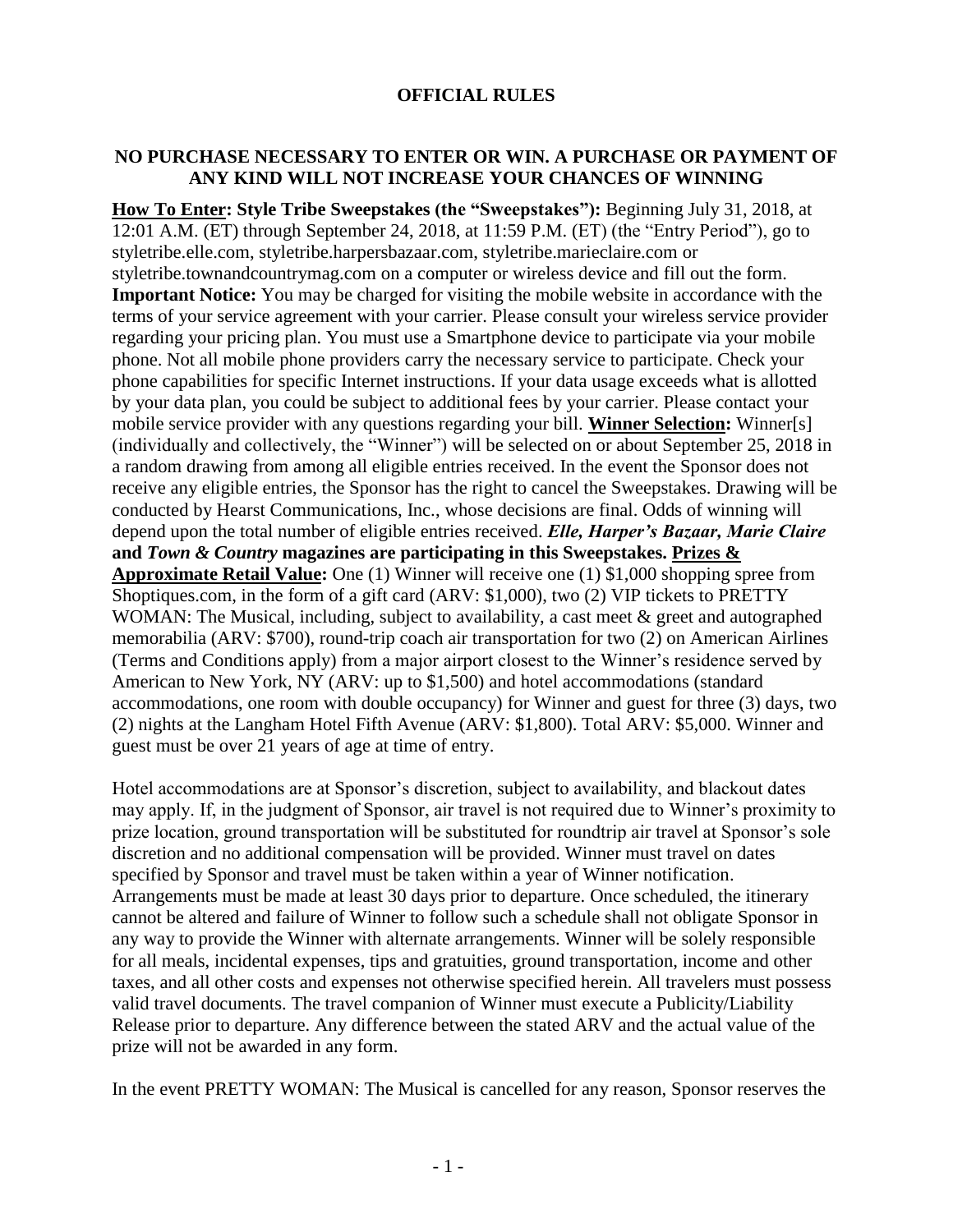# OFFICIAL RULES

## NO PURCHASE NECESSARY TO ENTER OR WIN. A PURCHASE OR PAYMENT OF ANY KIND WILL NOT INCREASE YOUR CHANCES OF WINNING

**How To Enter: Style Tribe Sweepstakes (the "Sweepstakes"):** Beginning July 31, 2018, at 12:01 A.M. (ET) through September 24, 2018, at 11:59 P.M. (ET) (the "Entry Period"), go to styletribe.elle.com, styletribe.harpersbazaar.com, styletribe.marieclaire.com or styletribe.townandcountrymag.com on a computer or wireless device and fill out the form. **Important Notice:** You may be charged for visiting the mobile website in accordance with the terms of your service agreement with your carrier. Please consult your wireless service provider regarding your pricing plan. You must use a Smartphone device to participate via your mobile phone. Not all mobile phone providers carry the necessary service to participate. Check your phone capabilities for specific Internet instructions. If your data usage exceeds what is allotted by your data plan, you could be subject to additional fees by your carrier. Please contact your mobile service provider with any questions regarding your bill. **Winner Selection:** Winner[s] (individually and collectively, the "Winner") will be selected on or about September 25, 2018 in a random drawing from among all eligible entries received. In the event the Sponsor does not receive any eligible entries, the Sponsor has the right to cancel the Sweepstakes. Drawing will be conducted by Hearst Communications, Inc., whose decisions are final. Odds of winning will depend upon the total number of eligible entries received. ***Elle, Harper's Bazaar, Marie Claire* and *Town & Country* magazines are participating in this Sweepstakes. Prizes & Approximate Retail Value:** One (1) Winner will receive one (1) $1,000 shopping spree from Shoptiques.com, in the form of a gift card (ARV: $1,000), two (2) VIP tickets to PRETTY WOMAN: The Musical, including, subject to availability, a cast meet & greet and autographed memorabilia (ARV: $700), round-trip coach air transportation for two (2) on American Airlines (Terms and Conditions apply) from a major airport closest to the Winner's residence served by American to New York, NY (ARV: up to $1,500) and hotel accommodations (standard accommodations, one room with double occupancy) for Winner and guest for three (3) days, two (2) nights at the Langham Hotel Fifth Avenue (ARV: $1,800). Total ARV: $5,000. Winner and guest must be over 21 years of age at time of entry.

Hotel accommodations are at Sponsor's discretion, subject to availability, and blackout dates may apply. If, in the judgment of Sponsor, air travel is not required due to Winner's proximity to prize location, ground transportation will be substituted for roundtrip air travel at Sponsor's sole discretion and no additional compensation will be provided. Winner must travel on dates specified by Sponsor and travel must be taken within a year of Winner notification. Arrangements must be made at least 30 days prior to departure. Once scheduled, the itinerary cannot be altered and failure of Winner to follow such a schedule shall not obligate Sponsor in any way to provide the Winner with alternate arrangements. Winner will be solely responsible for all meals, incidental expenses, tips and gratuities, ground transportation, income and other taxes, and all other costs and expenses not otherwise specified herein. All travelers must possess valid travel documents. The travel companion of Winner must execute a Publicity/Liability Release prior to departure. Any difference between the stated ARV and the actual value of the prize will not be awarded in any form.

In the event PRETTY WOMAN: The Musical is cancelled for any reason, Sponsor reserves the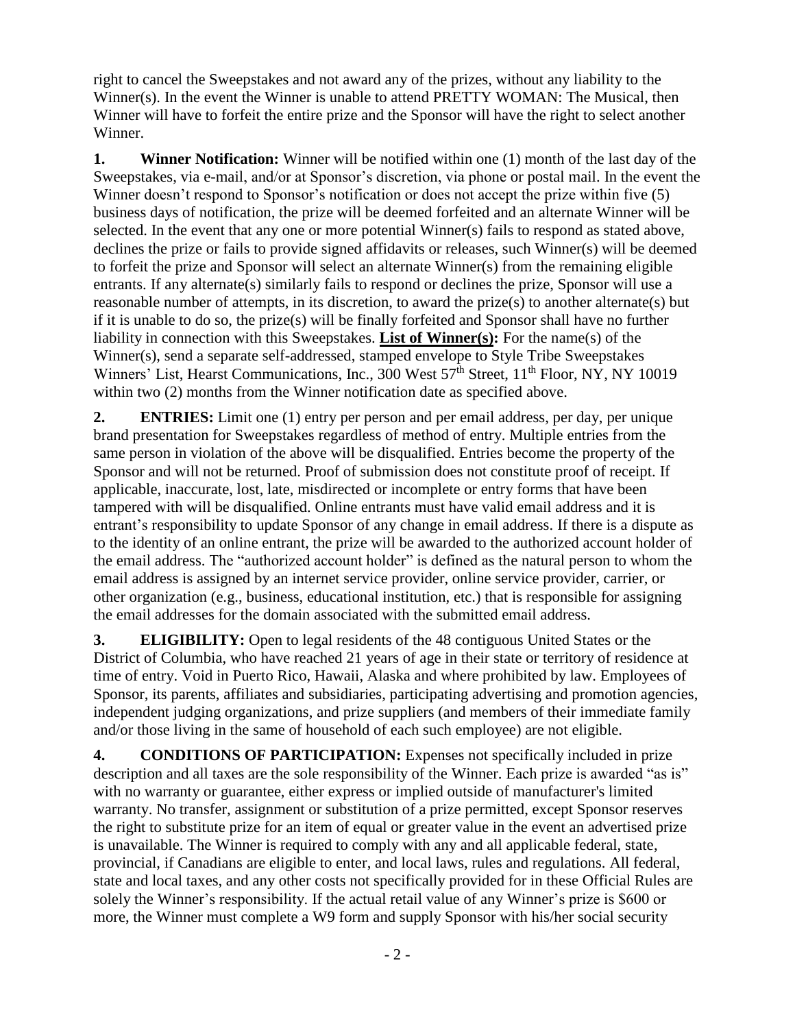right to cancel the Sweepstakes and not award any of the prizes, without any liability to the Winner(s). In the event the Winner is unable to attend PRETTY WOMAN: The Musical, then Winner will have to forfeit the entire prize and the Sponsor will have the right to select another Winner.

**1. Winner Notification:** Winner will be notified within one (1) month of the last day of the Sweepstakes, via e-mail, and/or at Sponsor's discretion, via phone or postal mail. In the event the Winner doesn't respond to Sponsor's notification or does not accept the prize within five (5) business days of notification, the prize will be deemed forfeited and an alternate Winner will be selected. In the event that any one or more potential Winner(s) fails to respond as stated above, declines the prize or fails to provide signed affidavits or releases, such Winner(s) will be deemed to forfeit the prize and Sponsor will select an alternate Winner(s) from the remaining eligible entrants. If any alternate(s) similarly fails to respond or declines the prize, Sponsor will use a reasonable number of attempts, in its discretion, to award the prize(s) to another alternate(s) but if it is unable to do so, the prize(s) will be finally forfeited and Sponsor shall have no further liability in connection with this Sweepstakes. **List of Winner(s):** For the name(s) of the Winner(s), send a separate self-addressed, stamped envelope to Style Tribe Sweepstakes Winners' List, Hearst Communications, Inc., 300 West 57th Street, 11th Floor, NY, NY 10019 within two (2) months from the Winner notification date as specified above.

**2. ENTRIES:** Limit one (1) entry per person and per email address, per day, per unique brand presentation for Sweepstakes regardless of method of entry. Multiple entries from the same person in violation of the above will be disqualified. Entries become the property of the Sponsor and will not be returned. Proof of submission does not constitute proof of receipt. If applicable, inaccurate, lost, late, misdirected or incomplete or entry forms that have been tampered with will be disqualified. Online entrants must have valid email address and it is entrant's responsibility to update Sponsor of any change in email address. If there is a dispute as to the identity of an online entrant, the prize will be awarded to the authorized account holder of the email address. The "authorized account holder" is defined as the natural person to whom the email address is assigned by an internet service provider, online service provider, carrier, or other organization (e.g., business, educational institution, etc.) that is responsible for assigning the email addresses for the domain associated with the submitted email address.

**3. ELIGIBILITY:** Open to legal residents of the 48 contiguous United States or the District of Columbia, who have reached 21 years of age in their state or territory of residence at time of entry. Void in Puerto Rico, Hawaii, Alaska and where prohibited by law. Employees of Sponsor, its parents, affiliates and subsidiaries, participating advertising and promotion agencies, independent judging organizations, and prize suppliers (and members of their immediate family and/or those living in the same of household of each such employee) are not eligible.

**4. CONDITIONS OF PARTICIPATION:** Expenses not specifically included in prize description and all taxes are the sole responsibility of the Winner. Each prize is awarded "as is" with no warranty or guarantee, either express or implied outside of manufacturer's limited warranty. No transfer, assignment or substitution of a prize permitted, except Sponsor reserves the right to substitute prize for an item of equal or greater value in the event an advertised prize is unavailable. The Winner is required to comply with any and all applicable federal, state, provincial, if Canadians are eligible to enter, and local laws, rules and regulations. All federal, state and local taxes, and any other costs not specifically provided for in these Official Rules are solely the Winner's responsibility. If the actual retail value of any Winner's prize is $600 or more, the Winner must complete a W9 form and supply Sponsor with his/her social security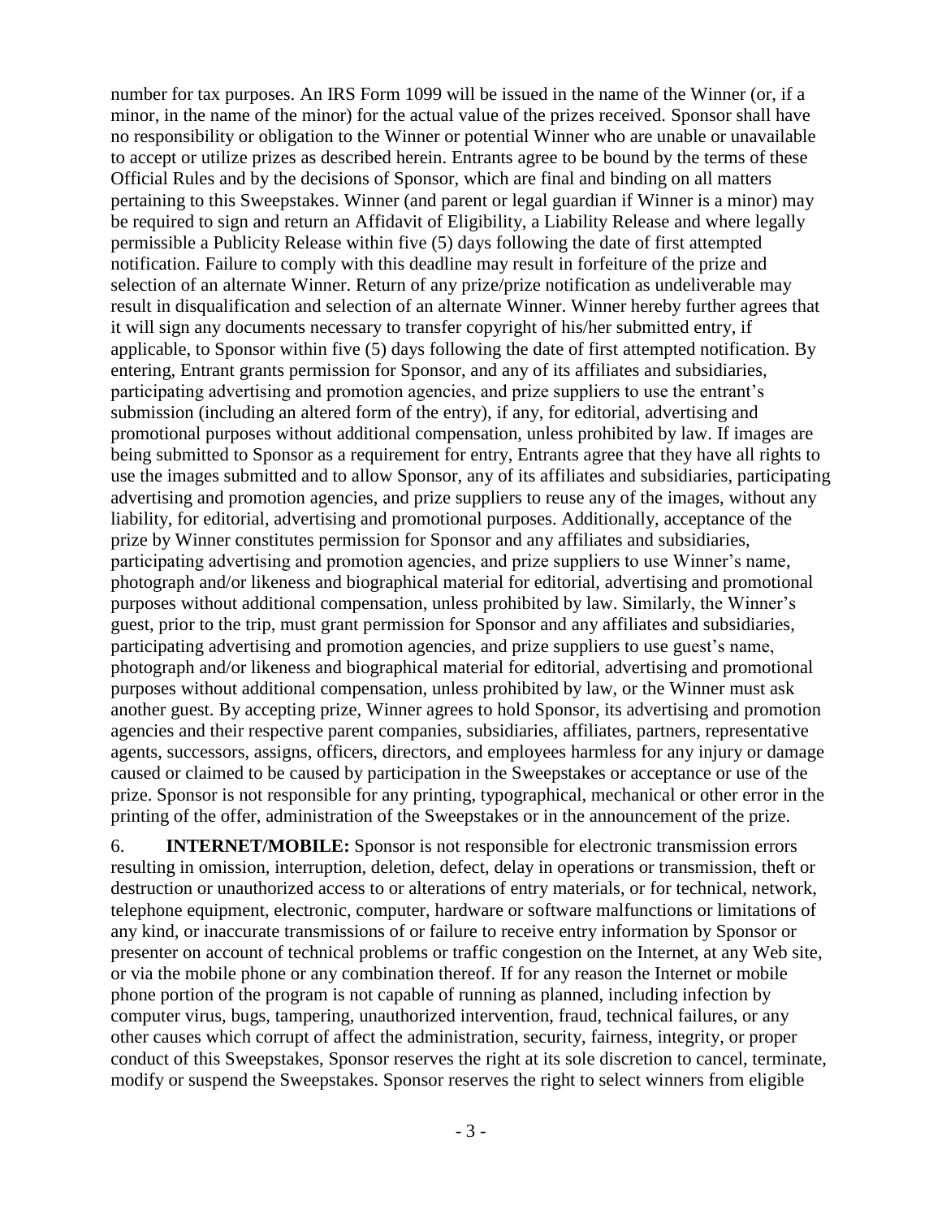number for tax purposes. An IRS Form 1099 will be issued in the name of the Winner (or, if a minor, in the name of the minor) for the actual value of the prizes received. Sponsor shall have no responsibility or obligation to the Winner or potential Winner who are unable or unavailable to accept or utilize prizes as described herein. Entrants agree to be bound by the terms of these Official Rules and by the decisions of Sponsor, which are final and binding on all matters pertaining to this Sweepstakes. Winner (and parent or legal guardian if Winner is a minor) may be required to sign and return an Affidavit of Eligibility, a Liability Release and where legally permissible a Publicity Release within five (5) days following the date of first attempted notification. Failure to comply with this deadline may result in forfeiture of the prize and selection of an alternate Winner. Return of any prize/prize notification as undeliverable may result in disqualification and selection of an alternate Winner. Winner hereby further agrees that it will sign any documents necessary to transfer copyright of his/her submitted entry, if applicable, to Sponsor within five (5) days following the date of first attempted notification. By entering, Entrant grants permission for Sponsor, and any of its affiliates and subsidiaries, participating advertising and promotion agencies, and prize suppliers to use the entrant's submission (including an altered form of the entry), if any, for editorial, advertising and promotional purposes without additional compensation, unless prohibited by law. If images are being submitted to Sponsor as a requirement for entry, Entrants agree that they have all rights to use the images submitted and to allow Sponsor, any of its affiliates and subsidiaries, participating advertising and promotion agencies, and prize suppliers to reuse any of the images, without any liability, for editorial, advertising and promotional purposes. Additionally, acceptance of the prize by Winner constitutes permission for Sponsor and any affiliates and subsidiaries, participating advertising and promotion agencies, and prize suppliers to use Winner's name, photograph and/or likeness and biographical material for editorial, advertising and promotional purposes without additional compensation, unless prohibited by law. Similarly, the Winner's guest, prior to the trip, must grant permission for Sponsor and any affiliates and subsidiaries, participating advertising and promotion agencies, and prize suppliers to use guest's name, photograph and/or likeness and biographical material for editorial, advertising and promotional purposes without additional compensation, unless prohibited by law, or the Winner must ask another guest. By accepting prize, Winner agrees to hold Sponsor, its advertising and promotion agencies and their respective parent companies, subsidiaries, affiliates, partners, representative agents, successors, assigns, officers, directors, and employees harmless for any injury or damage caused or claimed to be caused by participation in the Sweepstakes or acceptance or use of the prize. Sponsor is not responsible for any printing, typographical, mechanical or other error in the printing of the offer, administration of the Sweepstakes or in the announcement of the prize.

6. **INTERNET/MOBILE:** Sponsor is not responsible for electronic transmission errors resulting in omission, interruption, deletion, defect, delay in operations or transmission, theft or destruction or unauthorized access to or alterations of entry materials, or for technical, network, telephone equipment, electronic, computer, hardware or software malfunctions or limitations of any kind, or inaccurate transmissions of or failure to receive entry information by Sponsor or presenter on account of technical problems or traffic congestion on the Internet, at any Web site, or via the mobile phone or any combination thereof. If for any reason the Internet or mobile phone portion of the program is not capable of running as planned, including infection by computer virus, bugs, tampering, unauthorized intervention, fraud, technical failures, or any other causes which corrupt of affect the administration, security, fairness, integrity, or proper conduct of this Sweepstakes, Sponsor reserves the right at its sole discretion to cancel, terminate, modify or suspend the Sweepstakes. Sponsor reserves the right to select winners from eligible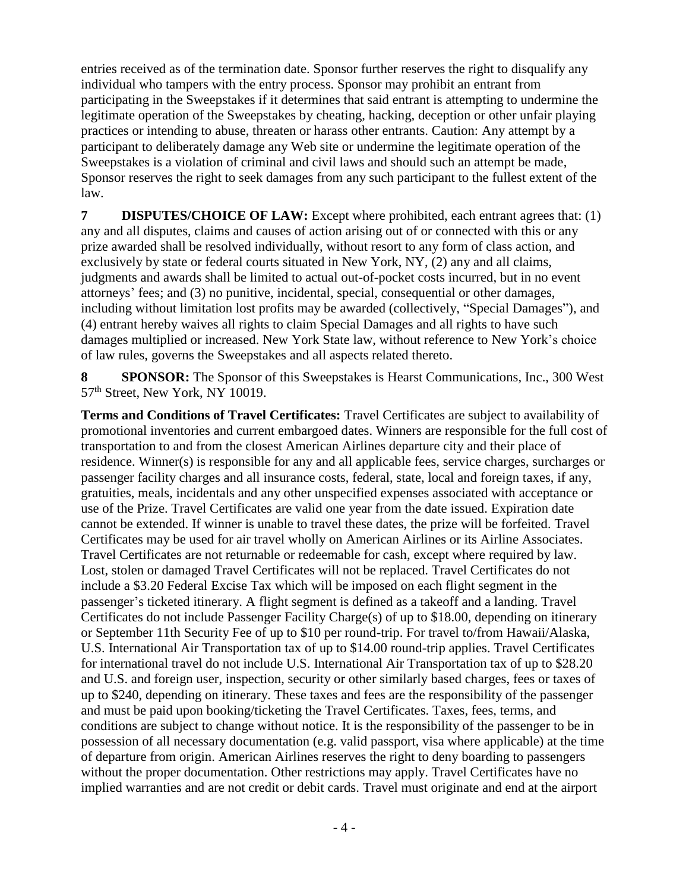entries received as of the termination date. Sponsor further reserves the right to disqualify any individual who tampers with the entry process. Sponsor may prohibit an entrant from participating in the Sweepstakes if it determines that said entrant is attempting to undermine the legitimate operation of the Sweepstakes by cheating, hacking, deception or other unfair playing practices or intending to abuse, threaten or harass other entrants. Caution: Any attempt by a participant to deliberately damage any Web site or undermine the legitimate operation of the Sweepstakes is a violation of criminal and civil laws and should such an attempt be made, Sponsor reserves the right to seek damages from any such participant to the fullest extent of the law.

**7 DISPUTES/CHOICE OF LAW:** Except where prohibited, each entrant agrees that: (1) any and all disputes, claims and causes of action arising out of or connected with this or any prize awarded shall be resolved individually, without resort to any form of class action, and exclusively by state or federal courts situated in New York, NY, (2) any and all claims, judgments and awards shall be limited to actual out-of-pocket costs incurred, but in no event attorneys' fees; and (3) no punitive, incidental, special, consequential or other damages, including without limitation lost profits may be awarded (collectively, "Special Damages"), and (4) entrant hereby waives all rights to claim Special Damages and all rights to have such damages multiplied or increased. New York State law, without reference to New York's choice of law rules, governs the Sweepstakes and all aspects related thereto.

**8 SPONSOR:** The Sponsor of this Sweepstakes is Hearst Communications, Inc., 300 West 57th Street, New York, NY 10019.

**Terms and Conditions of Travel Certificates:** Travel Certificates are subject to availability of promotional inventories and current embargoed dates. Winners are responsible for the full cost of transportation to and from the closest American Airlines departure city and their place of residence. Winner(s) is responsible for any and all applicable fees, service charges, surcharges or passenger facility charges and all insurance costs, federal, state, local and foreign taxes, if any, gratuities, meals, incidentals and any other unspecified expenses associated with acceptance or use of the Prize. Travel Certificates are valid one year from the date issued. Expiration date cannot be extended. If winner is unable to travel these dates, the prize will be forfeited. Travel Certificates may be used for air travel wholly on American Airlines or its Airline Associates. Travel Certificates are not returnable or redeemable for cash, except where required by law. Lost, stolen or damaged Travel Certificates will not be replaced. Travel Certificates do not include a $3.20 Federal Excise Tax which will be imposed on each flight segment in the passenger's ticketed itinerary. A flight segment is defined as a takeoff and a landing. Travel Certificates do not include Passenger Facility Charge(s) of up to $18.00, depending on itinerary or September 11th Security Fee of up to $10 per round-trip. For travel to/from Hawaii/Alaska, U.S. International Air Transportation tax of up to $14.00 round-trip applies. Travel Certificates for international travel do not include U.S. International Air Transportation tax of up to $28.20 and U.S. and foreign user, inspection, security or other similarly based charges, fees or taxes of up to $240, depending on itinerary. These taxes and fees are the responsibility of the passenger and must be paid upon booking/ticketing the Travel Certificates. Taxes, fees, terms, and conditions are subject to change without notice. It is the responsibility of the passenger to be in possession of all necessary documentation (e.g. valid passport, visa where applicable) at the time of departure from origin. American Airlines reserves the right to deny boarding to passengers without the proper documentation. Other restrictions may apply. Travel Certificates have no implied warranties and are not credit or debit cards. Travel must originate and end at the airport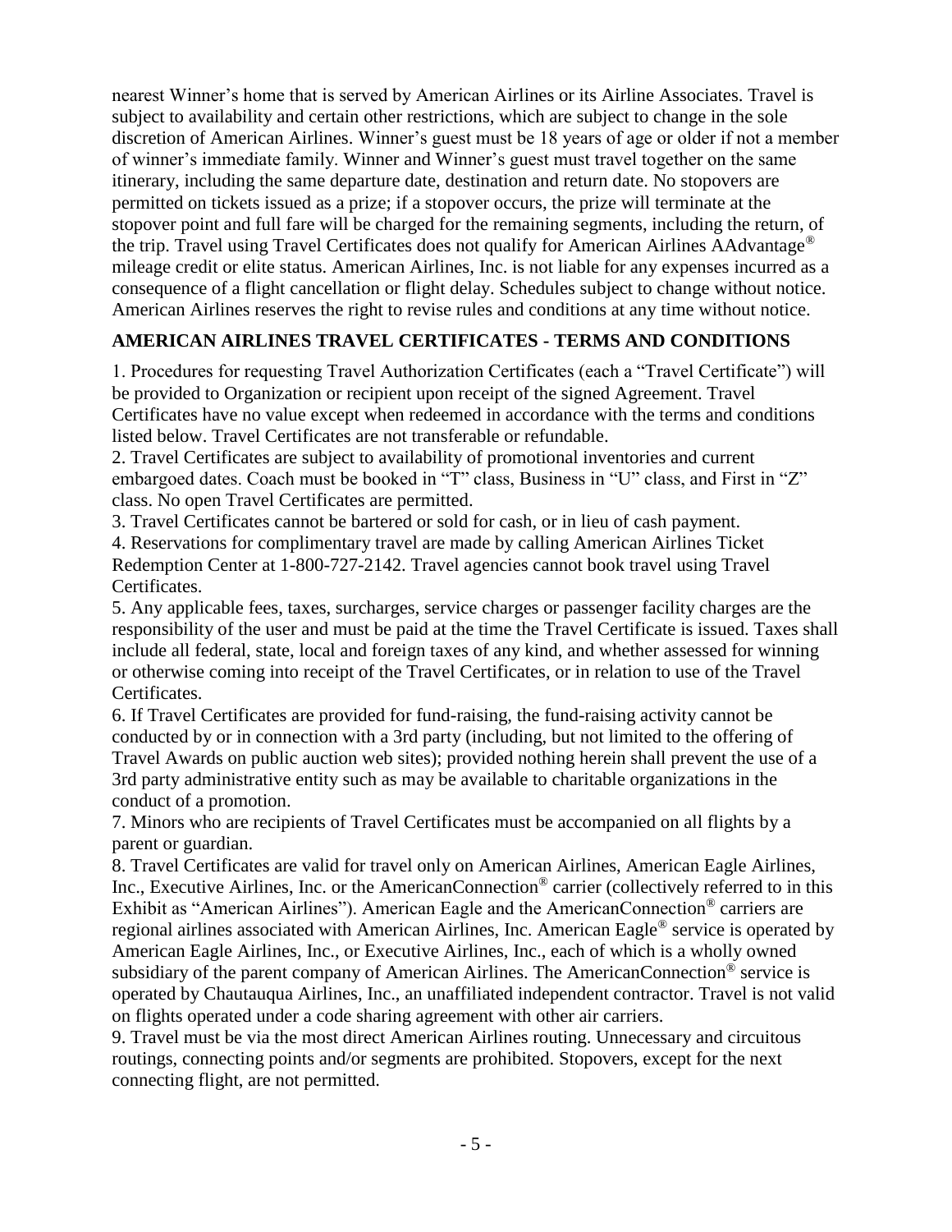nearest Winner's home that is served by American Airlines or its Airline Associates. Travel is subject to availability and certain other restrictions, which are subject to change in the sole discretion of American Airlines. Winner's guest must be 18 years of age or older if not a member of winner's immediate family. Winner and Winner's guest must travel together on the same itinerary, including the same departure date, destination and return date. No stopovers are permitted on tickets issued as a prize; if a stopover occurs, the prize will terminate at the stopover point and full fare will be charged for the remaining segments, including the return, of the trip. Travel using Travel Certificates does not qualify for American Airlines AAdvantage® mileage credit or elite status. American Airlines, Inc. is not liable for any expenses incurred as a consequence of a flight cancellation or flight delay. Schedules subject to change without notice. American Airlines reserves the right to revise rules and conditions at any time without notice.

## AMERICAN AIRLINES TRAVEL CERTIFICATES - TERMS AND CONDITIONS

1. Procedures for requesting Travel Authorization Certificates (each a "Travel Certificate") will be provided to Organization or recipient upon receipt of the signed Agreement. Travel Certificates have no value except when redeemed in accordance with the terms and conditions listed below. Travel Certificates are not transferable or refundable.
2. Travel Certificates are subject to availability of promotional inventories and current embargoed dates. Coach must be booked in "T" class, Business in "U" class, and First in "Z" class. No open Travel Certificates are permitted.
3. Travel Certificates cannot be bartered or sold for cash, or in lieu of cash payment.
4. Reservations for complimentary travel are made by calling American Airlines Ticket Redemption Center at 1-800-727-2142. Travel agencies cannot book travel using Travel Certificates.
5. Any applicable fees, taxes, surcharges, service charges or passenger facility charges are the responsibility of the user and must be paid at the time the Travel Certificate is issued. Taxes shall include all federal, state, local and foreign taxes of any kind, and whether assessed for winning or otherwise coming into receipt of the Travel Certificates, or in relation to use of the Travel Certificates.
6. If Travel Certificates are provided for fund-raising, the fund-raising activity cannot be conducted by or in connection with a 3rd party (including, but not limited to the offering of Travel Awards on public auction web sites); provided nothing herein shall prevent the use of a 3rd party administrative entity such as may be available to charitable organizations in the conduct of a promotion.
7. Minors who are recipients of Travel Certificates must be accompanied on all flights by a parent or guardian.
8. Travel Certificates are valid for travel only on American Airlines, American Eagle Airlines, Inc., Executive Airlines, Inc. or the AmericanConnection® carrier (collectively referred to in this Exhibit as "American Airlines"). American Eagle and the AmericanConnection® carriers are regional airlines associated with American Airlines, Inc. American Eagle® service is operated by American Eagle Airlines, Inc., or Executive Airlines, Inc., each of which is a wholly owned subsidiary of the parent company of American Airlines. The AmericanConnection® service is operated by Chautauqua Airlines, Inc., an unaffiliated independent contractor. Travel is not valid on flights operated under a code sharing agreement with other air carriers.
9. Travel must be via the most direct American Airlines routing. Unnecessary and circuitous routings, connecting points and/or segments are prohibited. Stopovers, except for the next connecting flight, are not permitted.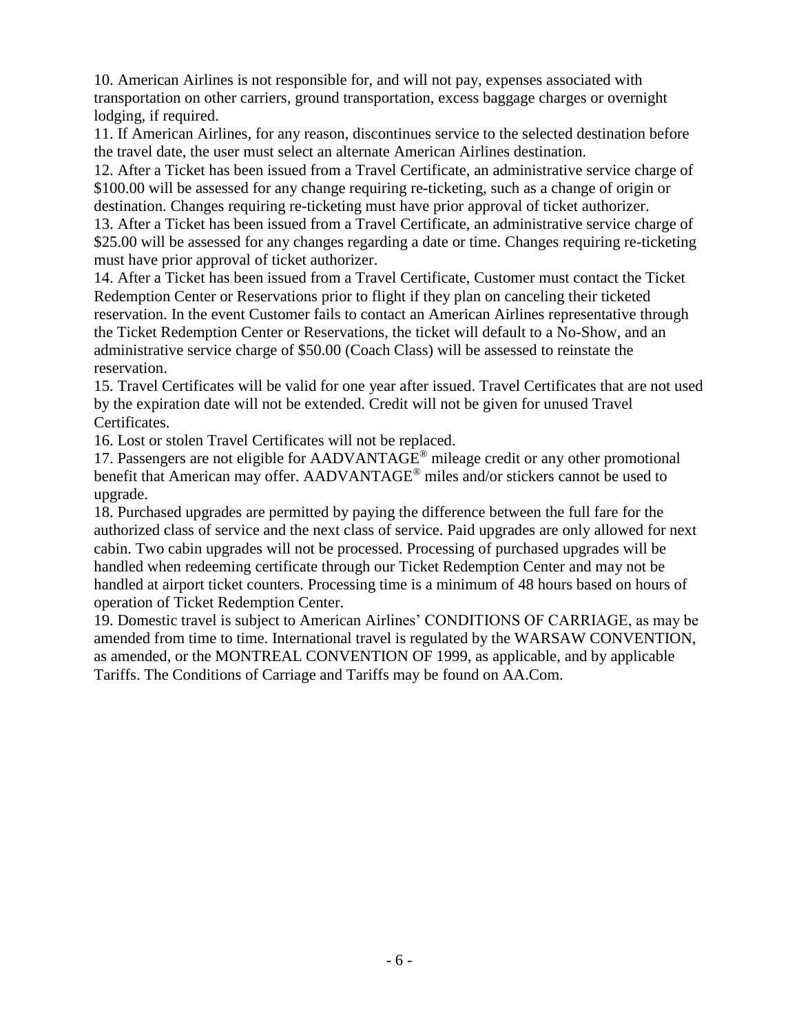10. American Airlines is not responsible for, and will not pay, expenses associated with transportation on other carriers, ground transportation, excess baggage charges or overnight lodging, if required.
11. If American Airlines, for any reason, discontinues service to the selected destination before the travel date, the user must select an alternate American Airlines destination.
12. After a Ticket has been issued from a Travel Certificate, an administrative service charge of $100.00 will be assessed for any change requiring re-ticketing, such as a change of origin or destination. Changes requiring re-ticketing must have prior approval of ticket authorizer.
13. After a Ticket has been issued from a Travel Certificate, an administrative service charge of $25.00 will be assessed for any changes regarding a date or time. Changes requiring re-ticketing must have prior approval of ticket authorizer.
14. After a Ticket has been issued from a Travel Certificate, Customer must contact the Ticket Redemption Center or Reservations prior to flight if they plan on canceling their ticketed reservation. In the event Customer fails to contact an American Airlines representative through the Ticket Redemption Center or Reservations, the ticket will default to a No-Show, and an administrative service charge of $50.00 (Coach Class) will be assessed to reinstate the reservation.
15. Travel Certificates will be valid for one year after issued. Travel Certificates that are not used by the expiration date will not be extended. Credit will not be given for unused Travel Certificates.
16. Lost or stolen Travel Certificates will not be replaced.
17. Passengers are not eligible for AADVANTAGE® mileage credit or any other promotional benefit that American may offer. AADVANTAGE® miles and/or stickers cannot be used to upgrade.
18. Purchased upgrades are permitted by paying the difference between the full fare for the authorized class of service and the next class of service. Paid upgrades are only allowed for next cabin. Two cabin upgrades will not be processed. Processing of purchased upgrades will be handled when redeeming certificate through our Ticket Redemption Center and may not be handled at airport ticket counters. Processing time is a minimum of 48 hours based on hours of operation of Ticket Redemption Center.
19. Domestic travel is subject to American Airlines' CONDITIONS OF CARRIAGE, as may be amended from time to time. International travel is regulated by the WARSAW CONVENTION, as amended, or the MONTREAL CONVENTION OF 1999, as applicable, and by applicable Tariffs. The Conditions of Carriage and Tariffs may be found on AA.Com.